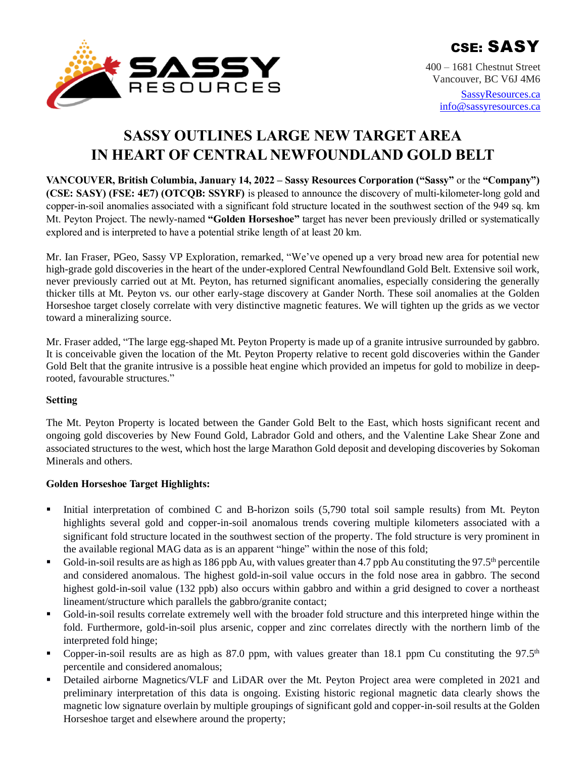CSE: SASSY

400 – 1681 Chestnut Street
Vancouver, BC V6J 4M6

SassyResources.ca
info@sassyresources.ca

# SASSY OUTLINES LARGE NEW TARGET AREA IN HEART OF CENTRAL NEWFOUNDLAND GOLD BELT

**VANCOUVER, British Columbia, January 14, 2022 – Sassy Resources Corporation ("Sassy"** or the **"Company") (CSE: SASY) (FSE: 4E7) (OTCQB: SSYRF)** is pleased to announce the discovery of multi-kilometer-long gold and copper-in-soil anomalies associated with a significant fold structure located in the southwest section of the 949 sq. km Mt. Peyton Project. The newly-named **"Golden Horseshoe"** target has never been previously drilled or systematically explored and is interpreted to have a potential strike length of at least 20 km.

Mr. Ian Fraser, PGeo, Sassy VP Exploration, remarked, "We've opened up a very broad new area for potential new high-grade gold discoveries in the heart of the under-explored Central Newfoundland Gold Belt. Extensive soil work, never previously carried out at Mt. Peyton, has returned significant anomalies, especially considering the generally thicker tills at Mt. Peyton vs. our other early-stage discovery at Gander North. These soil anomalies at the Golden Horseshoe target closely correlate with very distinctive magnetic features. We will tighten up the grids as we vector toward a mineralizing source.

Mr. Fraser added, "The large egg-shaped Mt. Peyton Property is made up of a granite intrusive surrounded by gabbro. It is conceivable given the location of the Mt. Peyton Property relative to recent gold discoveries within the Gander Gold Belt that the granite intrusive is a possible heat engine which provided an impetus for gold to mobilize in deep-rooted, favourable structures."

**Setting**

The Mt. Peyton Property is located between the Gander Gold Belt to the East, which hosts significant recent and ongoing gold discoveries by New Found Gold, Labrador Gold and others, and the Valentine Lake Shear Zone and associated structures to the west, which host the large Marathon Gold deposit and developing discoveries by Sokoman Minerals and others.

**Golden Horseshoe Target Highlights:**

- Initial interpretation of combined C and B-horizon soils (5,790 total soil sample results) from Mt. Peyton highlights several gold and copper-in-soil anomalous trends covering multiple kilometers associated with a significant fold structure located in the southwest section of the property. The fold structure is very prominent in the available regional MAG data as is an apparent "hinge" within the nose of this fold;
- Gold-in-soil results are as high as 186 ppb Au, with values greater than 4.7 ppb Au constituting the 97.5th percentile and considered anomalous. The highest gold-in-soil value occurs in the fold nose area in gabbro. The second highest gold-in-soil value (132 ppb) also occurs within gabbro and within a grid designed to cover a northeast lineament/structure which parallels the gabbro/granite contact;
- Gold-in-soil results correlate extremely well with the broader fold structure and this interpreted hinge within the fold. Furthermore, gold-in-soil plus arsenic, copper and zinc correlates directly with the northern limb of the interpreted fold hinge;
- Copper-in-soil results are as high as 87.0 ppm, with values greater than 18.1 ppm Cu constituting the 97.5th percentile and considered anomalous;
- Detailed airborne Magnetics/VLF and LiDAR over the Mt. Peyton Project area were completed in 2021 and preliminary interpretation of this data is ongoing. Existing historic regional magnetic data clearly shows the magnetic low signature overlain by multiple groupings of significant gold and copper-in-soil results at the Golden Horseshoe target and elsewhere around the property;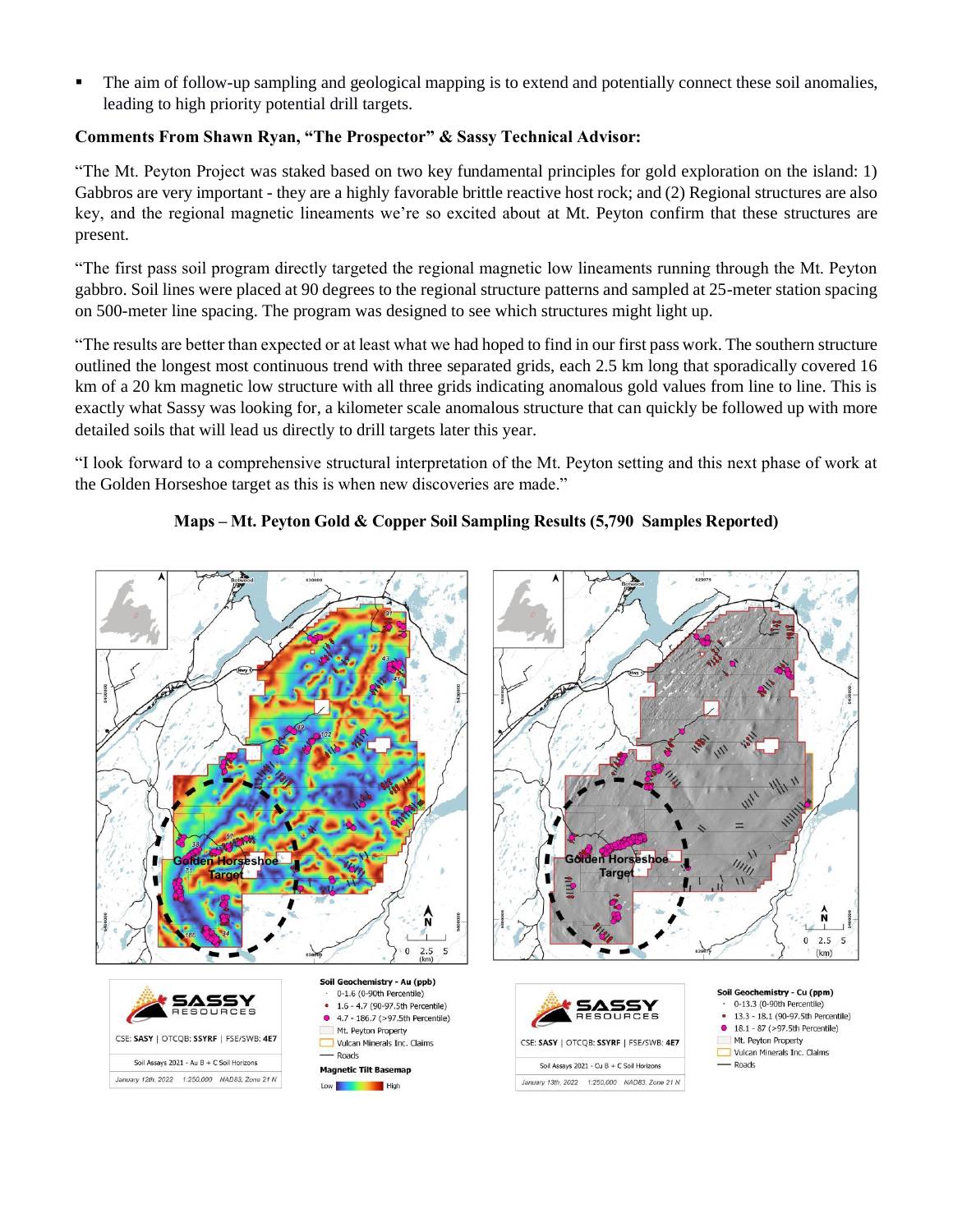- The aim of follow-up sampling and geological mapping is to extend and potentially connect these soil anomalies, leading to high priority potential drill targets.

**Comments From Shawn Ryan, "The Prospector" & Sassy Technical Advisor:**

"The Mt. Peyton Project was staked based on two key fundamental principles for gold exploration on the island: 1) Gabbros are very important - they are a highly favorable brittle reactive host rock; and (2) Regional structures are also key, and the regional magnetic lineaments we're so excited about at Mt. Peyton confirm that these structures are present.

"The first pass soil program directly targeted the regional magnetic low lineaments running through the Mt. Peyton gabbro. Soil lines were placed at 90 degrees to the regional structure patterns and sampled at 25-meter station spacing on 500-meter line spacing. The program was designed to see which structures might light up.

"The results are better than expected or at least what we had hoped to find in our first pass work. The southern structure outlined the longest most continuous trend with three separated grids, each 2.5 km long that sporadically covered 16 km of a 20 km magnetic low structure with all three grids indicating anomalous gold values from line to line. This is exactly what Sassy was looking for, a kilometer scale anomalous structure that can quickly be followed up with more detailed soils that will lead us directly to drill targets later this year.

"I look forward to a comprehensive structural interpretation of the Mt. Peyton setting and this next phase of work at the Golden Horseshoe target as this is when new discoveries are made."

**Maps – Mt. Peyton Gold & Copper Soil Sampling Results (5,790 Samples Reported)**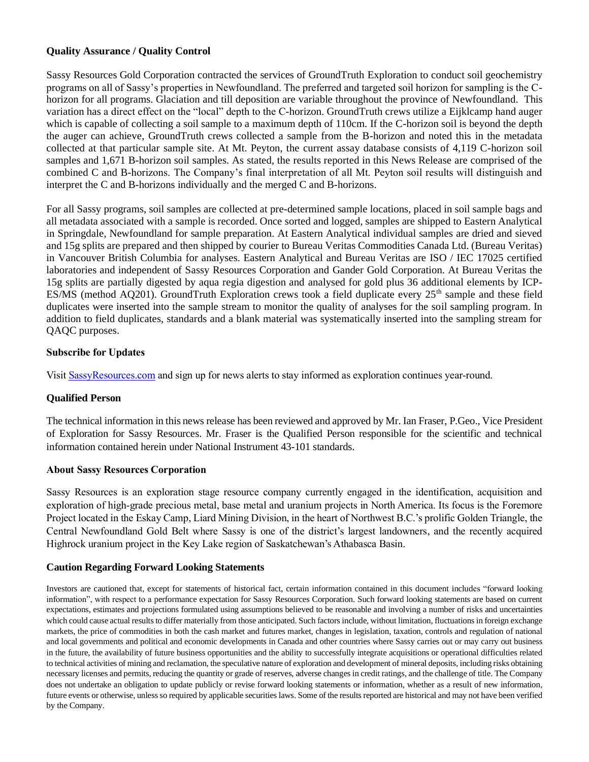**Quality Assurance / Quality Control**

Sassy Resources Gold Corporation contracted the services of GroundTruth Exploration to conduct soil geochemistry programs on all of Sassy's properties in Newfoundland. The preferred and targeted soil horizon for sampling is the C-horizon for all programs. Glaciation and till deposition are variable throughout the province of Newfoundland. This variation has a direct effect on the "local" depth to the C-horizon. GroundTruth crews utilize a Eijklcamp hand auger which is capable of collecting a soil sample to a maximum depth of 110cm. If the C-horizon soil is beyond the depth the auger can achieve, GroundTruth crews collected a sample from the B-horizon and noted this in the metadata collected at that particular sample site. At Mt. Peyton, the current assay database consists of 4,119 C-horizon soil samples and 1,671 B-horizon soil samples. As stated, the results reported in this News Release are comprised of the combined C and B-horizons. The Company's final interpretation of all Mt. Peyton soil results will distinguish and interpret the C and B-horizons individually and the merged C and B-horizons.

For all Sassy programs, soil samples are collected at pre-determined sample locations, placed in soil sample bags and all metadata associated with a sample is recorded. Once sorted and logged, samples are shipped to Eastern Analytical in Springdale, Newfoundland for sample preparation. At Eastern Analytical individual samples are dried and sieved and 15g splits are prepared and then shipped by courier to Bureau Veritas Commodities Canada Ltd. (Bureau Veritas) in Vancouver British Columbia for analyses. Eastern Analytical and Bureau Veritas are ISO / IEC 17025 certified laboratories and independent of Sassy Resources Corporation and Gander Gold Corporation. At Bureau Veritas the 15g splits are partially digested by aqua regia digestion and analysed for gold plus 36 additional elements by ICP-ES/MS (method AQ201). GroundTruth Exploration crews took a field duplicate every 25th sample and these field duplicates were inserted into the sample stream to monitor the quality of analyses for the soil sampling program. In addition to field duplicates, standards and a blank material was systematically inserted into the sampling stream for QAQC purposes.

**Subscribe for Updates**

Visit SassyResources.com and sign up for news alerts to stay informed as exploration continues year-round.

**Qualified Person**

The technical information in this news release has been reviewed and approved by Mr. Ian Fraser, P.Geo., Vice President of Exploration for Sassy Resources. Mr. Fraser is the Qualified Person responsible for the scientific and technical information contained herein under National Instrument 43-101 standards.

**About Sassy Resources Corporation**

Sassy Resources is an exploration stage resource company currently engaged in the identification, acquisition and exploration of high-grade precious metal, base metal and uranium projects in North America. Its focus is the Foremore Project located in the Eskay Camp, Liard Mining Division, in the heart of Northwest B.C.'s prolific Golden Triangle, the Central Newfoundland Gold Belt where Sassy is one of the district's largest landowners, and the recently acquired Highrock uranium project in the Key Lake region of Saskatchewan's Athabasca Basin.

**Caution Regarding Forward Looking Statements**

Investors are cautioned that, except for statements of historical fact, certain information contained in this document includes "forward looking information", with respect to a performance expectation for Sassy Resources Corporation. Such forward looking statements are based on current expectations, estimates and projections formulated using assumptions believed to be reasonable and involving a number of risks and uncertainties which could cause actual results to differ materially from those anticipated. Such factors include, without limitation, fluctuations in foreign exchange markets, the price of commodities in both the cash market and futures market, changes in legislation, taxation, controls and regulation of national and local governments and political and economic developments in Canada and other countries where Sassy carries out or may carry out business in the future, the availability of future business opportunities and the ability to successfully integrate acquisitions or operational difficulties related to technical activities of mining and reclamation, the speculative nature of exploration and development of mineral deposits, including risks obtaining necessary licenses and permits, reducing the quantity or grade of reserves, adverse changes in credit ratings, and the challenge of title. The Company does not undertake an obligation to update publicly or revise forward looking statements or information, whether as a result of new information, future events or otherwise, unless so required by applicable securities laws. Some of the results reported are historical and may not have been verified by the Company.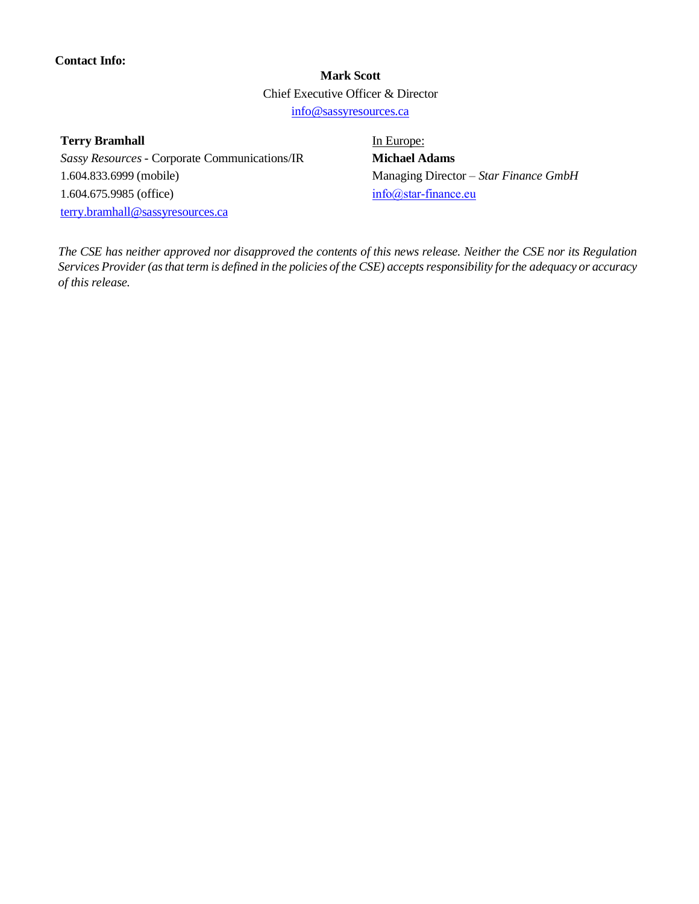**Contact Info:**

**Mark Scott**
Chief Executive Officer & Director
info@sassyresources.ca

**Terry Bramhall**
*Sassy Resources* - Corporate Communications/IR
1.604.833.6999 (mobile)
1.604.675.9985 (office)
terry.bramhall@sassyresources.ca

In Europe:
**Michael Adams**
Managing Director – *Star Finance GmbH*
info@star-finance.eu

*The CSE has neither approved nor disapproved the contents of this news release. Neither the CSE nor its Regulation Services Provider (as that term is defined in the policies of the CSE) accepts responsibility for the adequacy or accuracy of this release.*